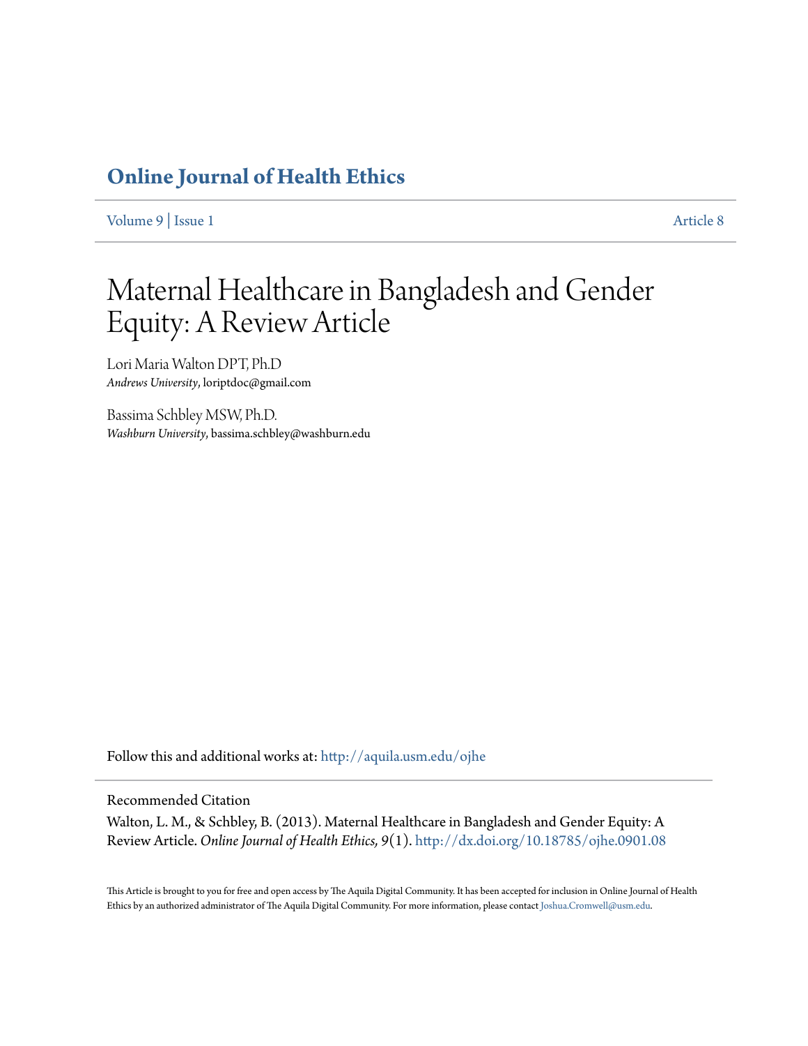# Online Journal of Health Ethics

Volume 9 | Issue 1 Article 8

# Maternal Healthcare in Bangladesh and Gender Equity: A Review Article

Lori Maria Walton DPT, Ph.D
*Andrews University*, loriptdoc@gmail.com

Bassima Schbley MSW, Ph.D.
*Washburn University*, bassima.schbley@washburn.edu

Follow this and additional works at: http://aquila.usm.edu/ojhe

Recommended Citation

Walton, L. M., & Schbley, B. (2013). Maternal Healthcare in Bangladesh and Gender Equity: A Review Article. *Online Journal of Health Ethics, 9*(1). http://dx.doi.org/10.18785/ojhe.0901.08

This Article is brought to you for free and open access by The Aquila Digital Community. It has been accepted for inclusion in Online Journal of Health Ethics by an authorized administrator of The Aquila Digital Community. For more information, please contact Joshua.Cromwell@usm.edu.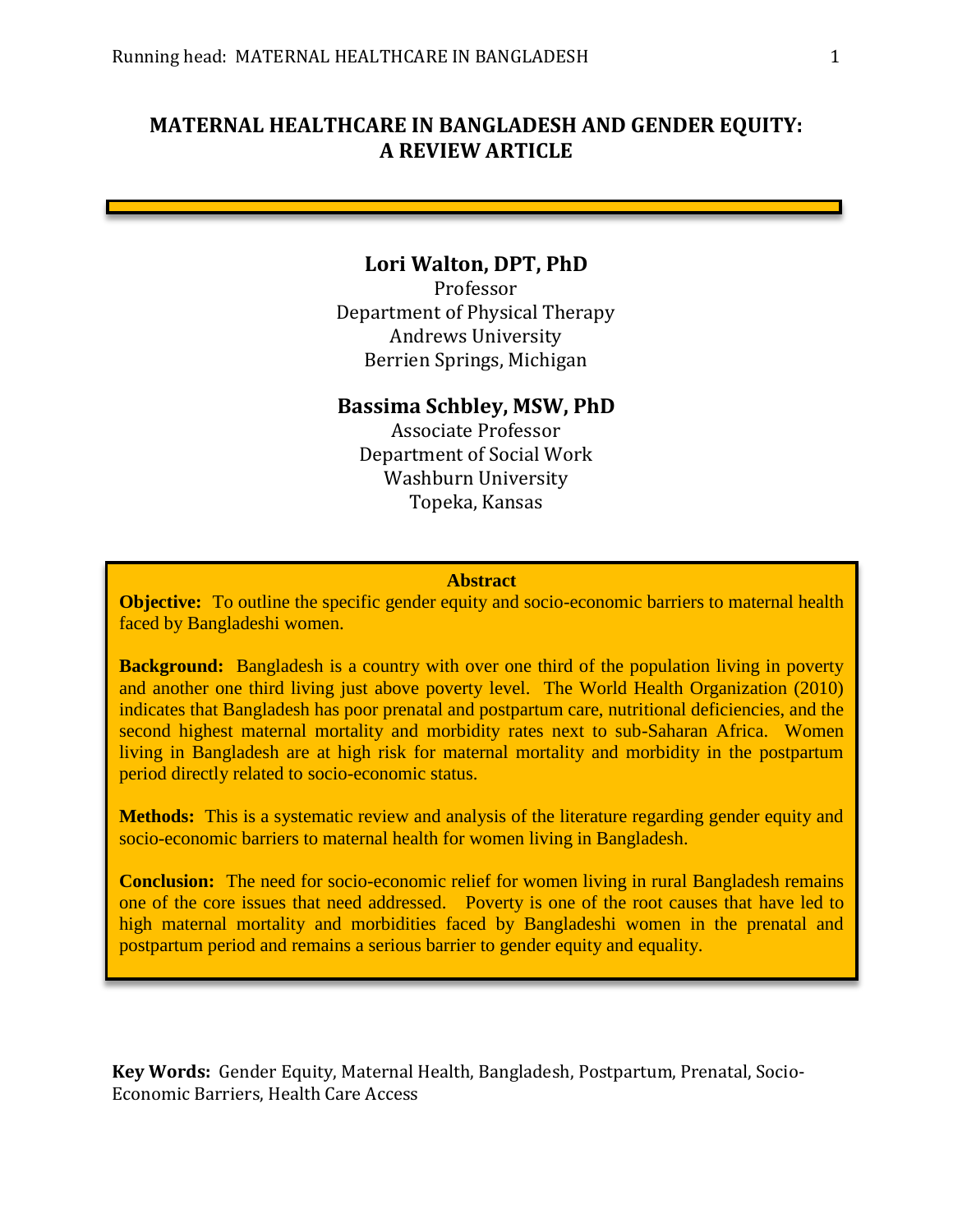# MATERNAL HEALTHCARE IN BANGLADESH AND GENDER EQUITY: A REVIEW ARTICLE

**Lori Walton, DPT, PhD**
Professor
Department of Physical Therapy
Andrews University
Berrien Springs, Michigan

**Bassima Schbley, MSW, PhD**
Associate Professor
Department of Social Work
Washburn University
Topeka, Kansas

## Abstract

**Objective:** To outline the specific gender equity and socio-economic barriers to maternal health faced by Bangladeshi women.

**Background:** Bangladesh is a country with over one third of the population living in poverty and another one third living just above poverty level. The World Health Organization (2010) indicates that Bangladesh has poor prenatal and postpartum care, nutritional deficiencies, and the second highest maternal mortality and morbidity rates next to sub-Saharan Africa. Women living in Bangladesh are at high risk for maternal mortality and morbidity in the postpartum period directly related to socio-economic status.

**Methods:** This is a systematic review and analysis of the literature regarding gender equity and socio-economic barriers to maternal health for women living in Bangladesh.

**Conclusion:** The need for socio-economic relief for women living in rural Bangladesh remains one of the core issues that need addressed. Poverty is one of the root causes that have led to high maternal mortality and morbidities faced by Bangladeshi women in the prenatal and postpartum period and remains a serious barrier to gender equity and equality.

**Key Words:** Gender Equity, Maternal Health, Bangladesh, Postpartum, Prenatal, Socio-Economic Barriers, Health Care Access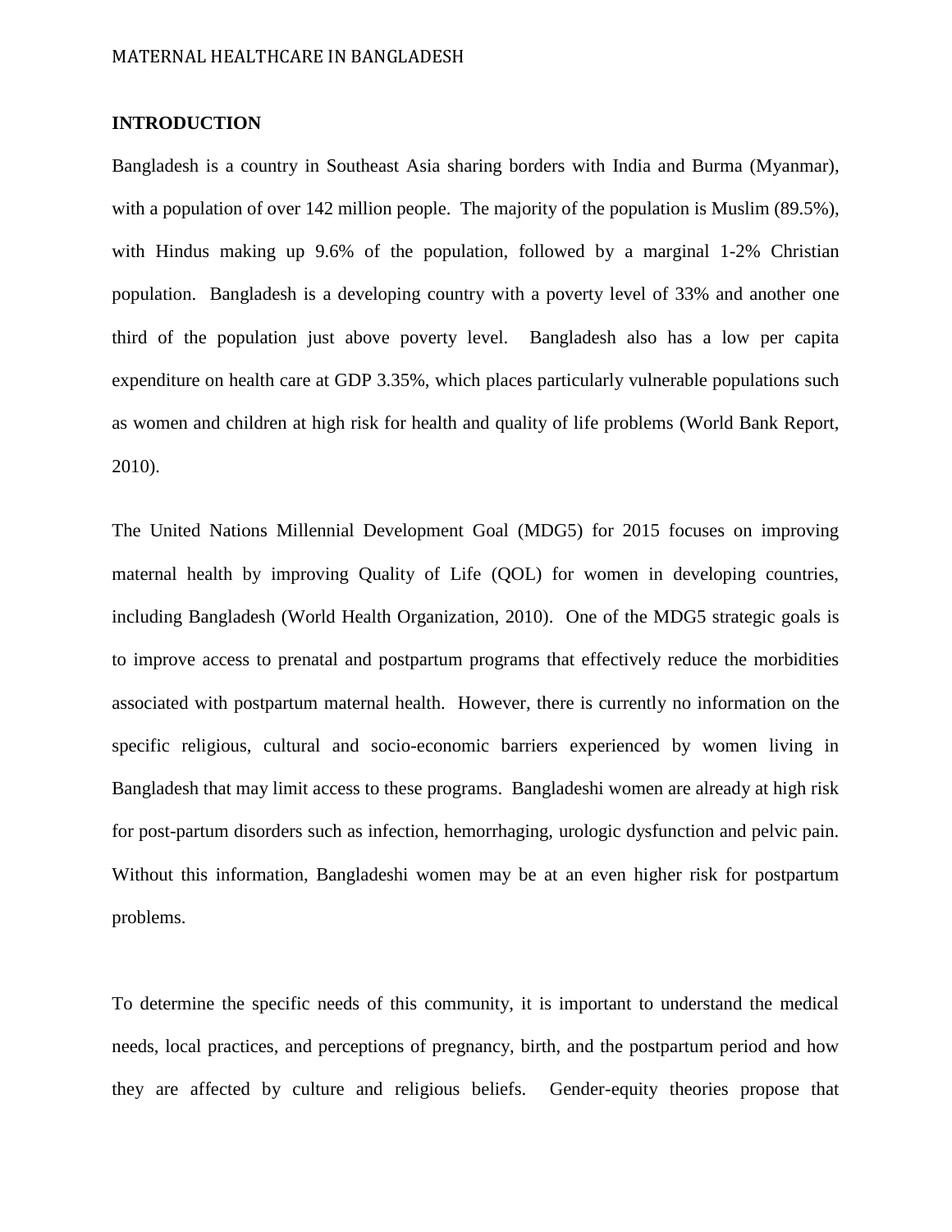## INTRODUCTION

Bangladesh is a country in Southeast Asia sharing borders with India and Burma (Myanmar), with a population of over 142 million people. The majority of the population is Muslim (89.5%), with Hindus making up 9.6% of the population, followed by a marginal 1-2% Christian population. Bangladesh is a developing country with a poverty level of 33% and another one third of the population just above poverty level. Bangladesh also has a low per capita expenditure on health care at GDP 3.35%, which places particularly vulnerable populations such as women and children at high risk for health and quality of life problems (World Bank Report, 2010).

The United Nations Millennial Development Goal (MDG5) for 2015 focuses on improving maternal health by improving Quality of Life (QOL) for women in developing countries, including Bangladesh (World Health Organization, 2010). One of the MDG5 strategic goals is to improve access to prenatal and postpartum programs that effectively reduce the morbidities associated with postpartum maternal health. However, there is currently no information on the specific religious, cultural and socio-economic barriers experienced by women living in Bangladesh that may limit access to these programs. Bangladeshi women are already at high risk for post-partum disorders such as infection, hemorrhaging, urologic dysfunction and pelvic pain. Without this information, Bangladeshi women may be at an even higher risk for postpartum problems.

To determine the specific needs of this community, it is important to understand the medical needs, local practices, and perceptions of pregnancy, birth, and the postpartum period and how they are affected by culture and religious beliefs. Gender-equity theories propose that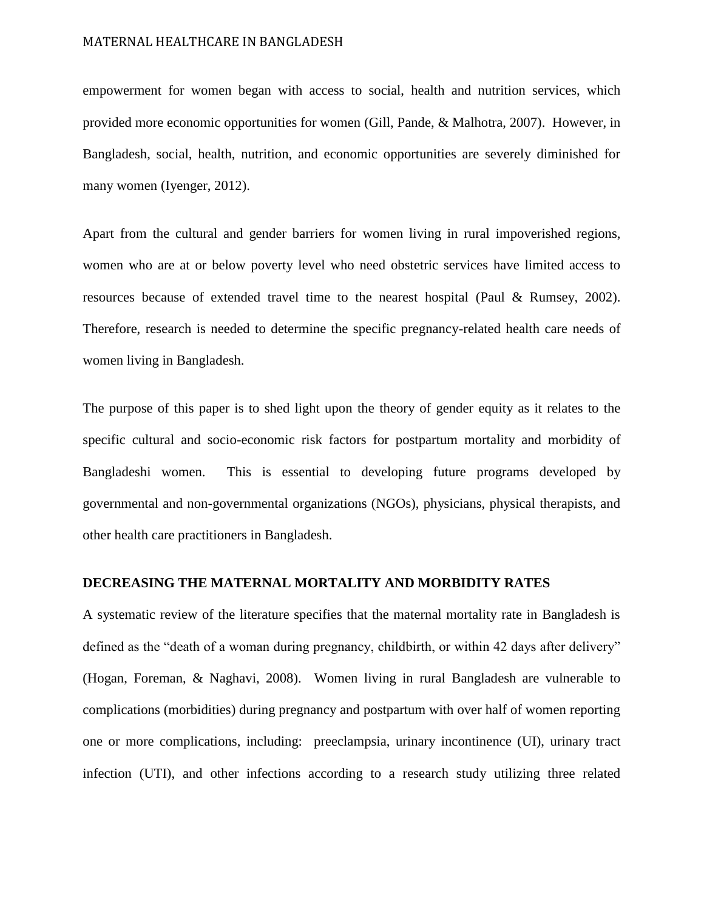empowerment for women began with access to social, health and nutrition services, which provided more economic opportunities for women (Gill, Pande, & Malhotra, 2007). However, in Bangladesh, social, health, nutrition, and economic opportunities are severely diminished for many women (Iyenger, 2012).

Apart from the cultural and gender barriers for women living in rural impoverished regions, women who are at or below poverty level who need obstetric services have limited access to resources because of extended travel time to the nearest hospital (Paul & Rumsey, 2002). Therefore, research is needed to determine the specific pregnancy-related health care needs of women living in Bangladesh.

The purpose of this paper is to shed light upon the theory of gender equity as it relates to the specific cultural and socio-economic risk factors for postpartum mortality and morbidity of Bangladeshi women. This is essential to developing future programs developed by governmental and non-governmental organizations (NGOs), physicians, physical therapists, and other health care practitioners in Bangladesh.

## DECREASING THE MATERNAL MORTALITY AND MORBIDITY RATES

A systematic review of the literature specifies that the maternal mortality rate in Bangladesh is defined as the "death of a woman during pregnancy, childbirth, or within 42 days after delivery" (Hogan, Foreman, & Naghavi, 2008). Women living in rural Bangladesh are vulnerable to complications (morbidities) during pregnancy and postpartum with over half of women reporting one or more complications, including: preeclampsia, urinary incontinence (UI), urinary tract infection (UTI), and other infections according to a research study utilizing three related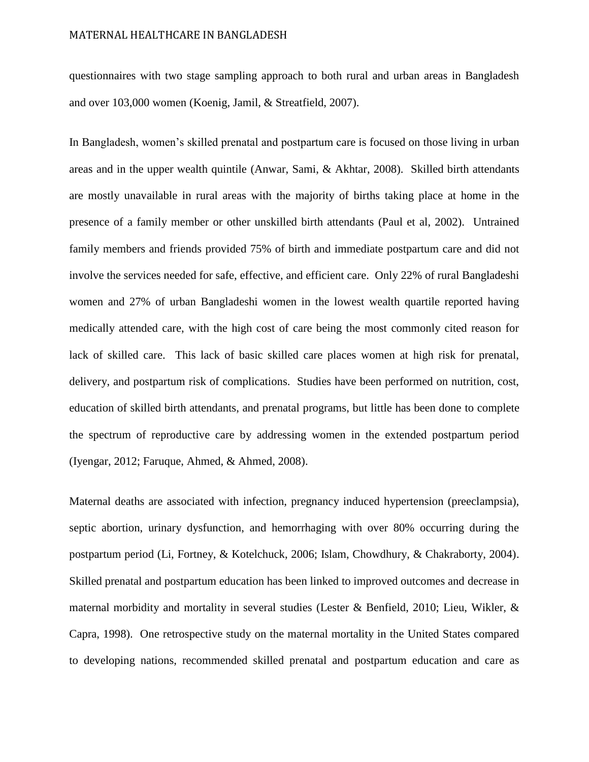questionnaires with two stage sampling approach to both rural and urban areas in Bangladesh and over 103,000 women (Koenig, Jamil, & Streatfield, 2007).

In Bangladesh, women's skilled prenatal and postpartum care is focused on those living in urban areas and in the upper wealth quintile (Anwar, Sami, & Akhtar, 2008). Skilled birth attendants are mostly unavailable in rural areas with the majority of births taking place at home in the presence of a family member or other unskilled birth attendants (Paul et al, 2002). Untrained family members and friends provided 75% of birth and immediate postpartum care and did not involve the services needed for safe, effective, and efficient care. Only 22% of rural Bangladeshi women and 27% of urban Bangladeshi women in the lowest wealth quartile reported having medically attended care, with the high cost of care being the most commonly cited reason for lack of skilled care. This lack of basic skilled care places women at high risk for prenatal, delivery, and postpartum risk of complications. Studies have been performed on nutrition, cost, education of skilled birth attendants, and prenatal programs, but little has been done to complete the spectrum of reproductive care by addressing women in the extended postpartum period (Iyengar, 2012; Faruque, Ahmed, & Ahmed, 2008).

Maternal deaths are associated with infection, pregnancy induced hypertension (preeclampsia), septic abortion, urinary dysfunction, and hemorrhaging with over 80% occurring during the postpartum period (Li, Fortney, & Kotelchuck, 2006; Islam, Chowdhury, & Chakraborty, 2004). Skilled prenatal and postpartum education has been linked to improved outcomes and decrease in maternal morbidity and mortality in several studies (Lester & Benfield, 2010; Lieu, Wikler, & Capra, 1998). One retrospective study on the maternal mortality in the United States compared to developing nations, recommended skilled prenatal and postpartum education and care as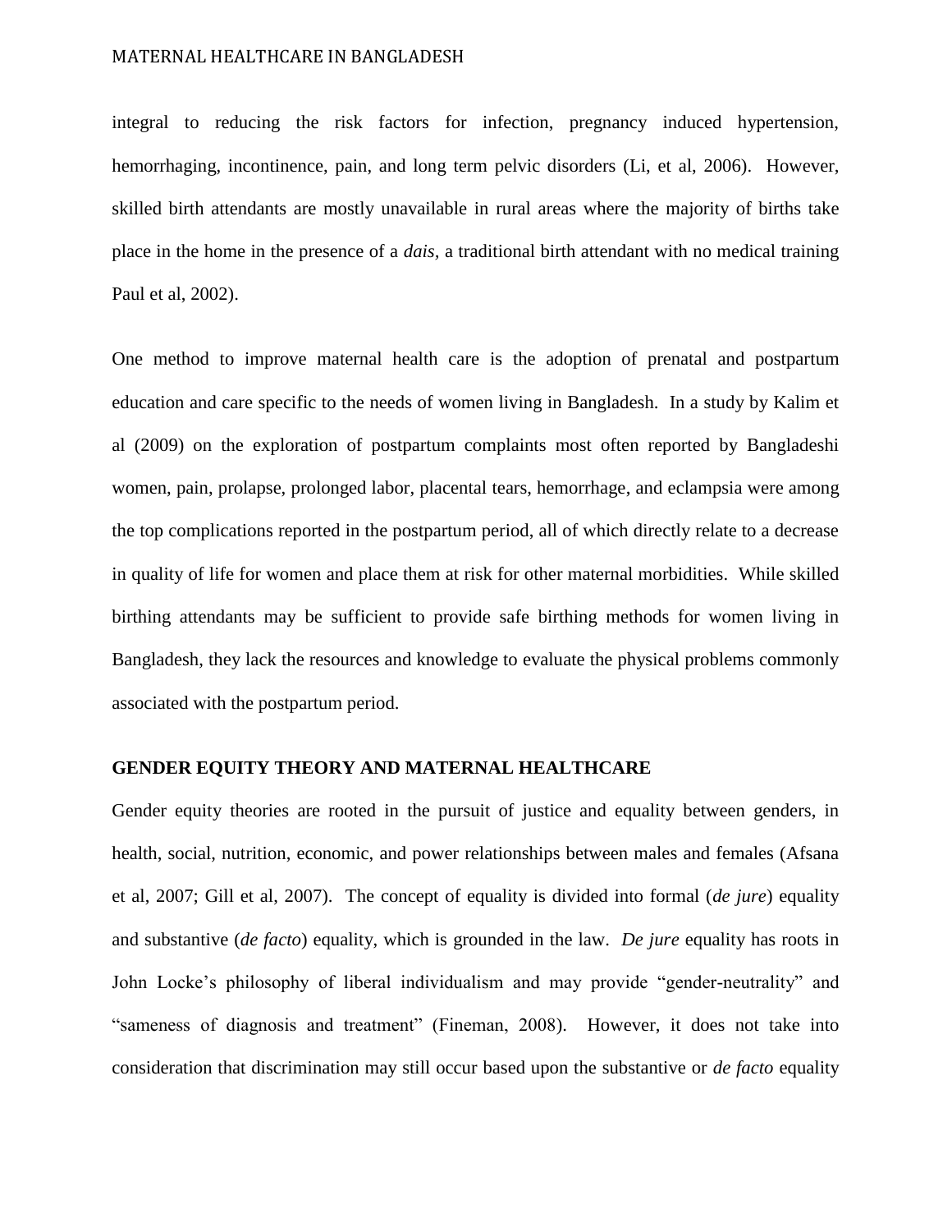integral to reducing the risk factors for infection, pregnancy induced hypertension, hemorrhaging, incontinence, pain, and long term pelvic disorders (Li, et al, 2006). However, skilled birth attendants are mostly unavailable in rural areas where the majority of births take place in the home in the presence of a *dais,* a traditional birth attendant with no medical training Paul et al, 2002).

One method to improve maternal health care is the adoption of prenatal and postpartum education and care specific to the needs of women living in Bangladesh. In a study by Kalim et al (2009) on the exploration of postpartum complaints most often reported by Bangladeshi women, pain, prolapse, prolonged labor, placental tears, hemorrhage, and eclampsia were among the top complications reported in the postpartum period, all of which directly relate to a decrease in quality of life for women and place them at risk for other maternal morbidities. While skilled birthing attendants may be sufficient to provide safe birthing methods for women living in Bangladesh, they lack the resources and knowledge to evaluate the physical problems commonly associated with the postpartum period.

## GENDER EQUITY THEORY AND MATERNAL HEALTHCARE

Gender equity theories are rooted in the pursuit of justice and equality between genders, in health, social, nutrition, economic, and power relationships between males and females (Afsana et al, 2007; Gill et al, 2007). The concept of equality is divided into formal (*de jure*) equality and substantive (*de facto*) equality, which is grounded in the law. *De jure* equality has roots in John Locke's philosophy of liberal individualism and may provide "gender-neutrality" and "sameness of diagnosis and treatment" (Fineman, 2008). However, it does not take into consideration that discrimination may still occur based upon the substantive or *de facto* equality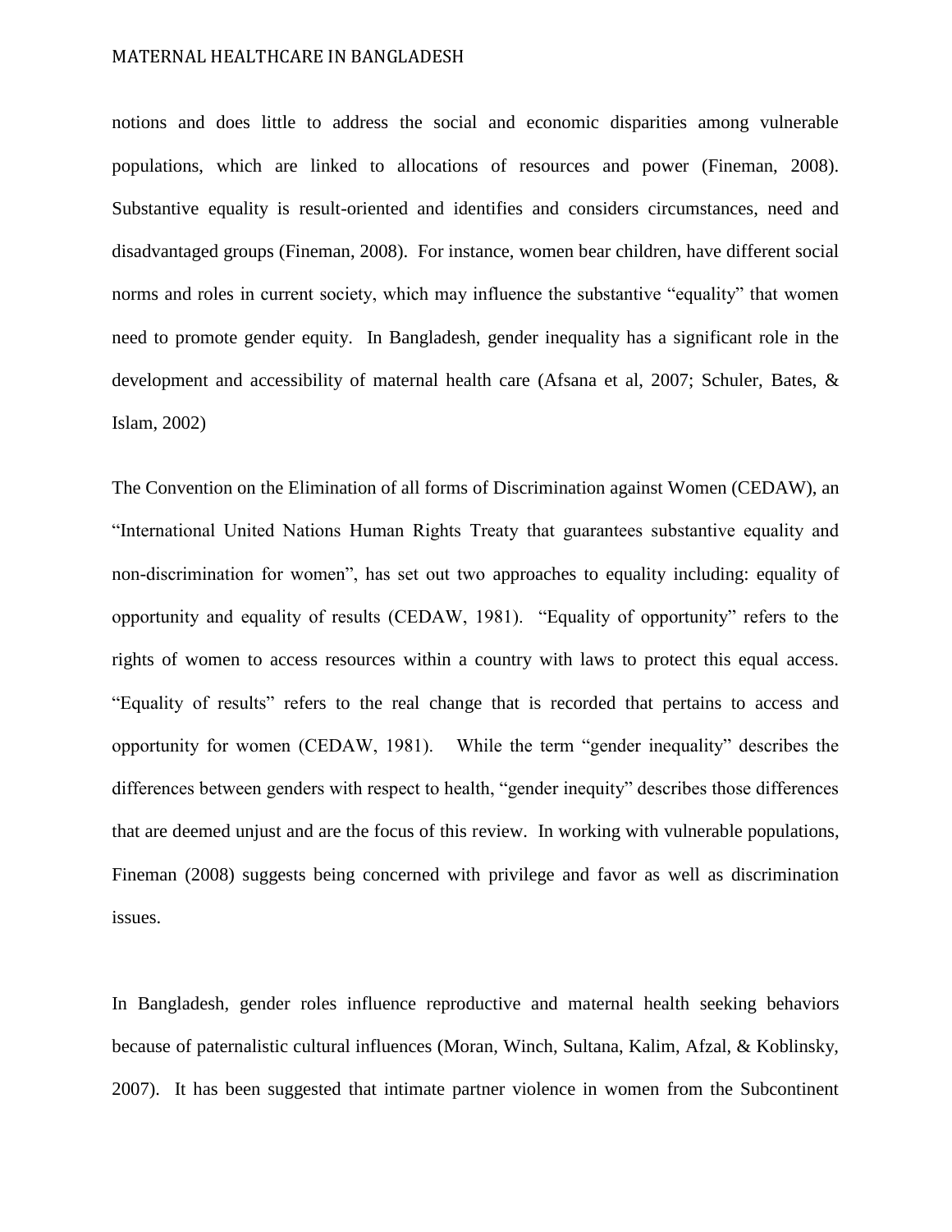notions and does little to address the social and economic disparities among vulnerable populations, which are linked to allocations of resources and power (Fineman, 2008). Substantive equality is result-oriented and identifies and considers circumstances, need and disadvantaged groups (Fineman, 2008). For instance, women bear children, have different social norms and roles in current society, which may influence the substantive "equality" that women need to promote gender equity. In Bangladesh, gender inequality has a significant role in the development and accessibility of maternal health care (Afsana et al, 2007; Schuler, Bates, & Islam, 2002)

The Convention on the Elimination of all forms of Discrimination against Women (CEDAW), an "International United Nations Human Rights Treaty that guarantees substantive equality and non-discrimination for women", has set out two approaches to equality including: equality of opportunity and equality of results (CEDAW, 1981). "Equality of opportunity" refers to the rights of women to access resources within a country with laws to protect this equal access. "Equality of results" refers to the real change that is recorded that pertains to access and opportunity for women (CEDAW, 1981). While the term "gender inequality" describes the differences between genders with respect to health, "gender inequity" describes those differences that are deemed unjust and are the focus of this review. In working with vulnerable populations, Fineman (2008) suggests being concerned with privilege and favor as well as discrimination issues.

In Bangladesh, gender roles influence reproductive and maternal health seeking behaviors because of paternalistic cultural influences (Moran, Winch, Sultana, Kalim, Afzal, & Koblinsky, 2007). It has been suggested that intimate partner violence in women from the Subcontinent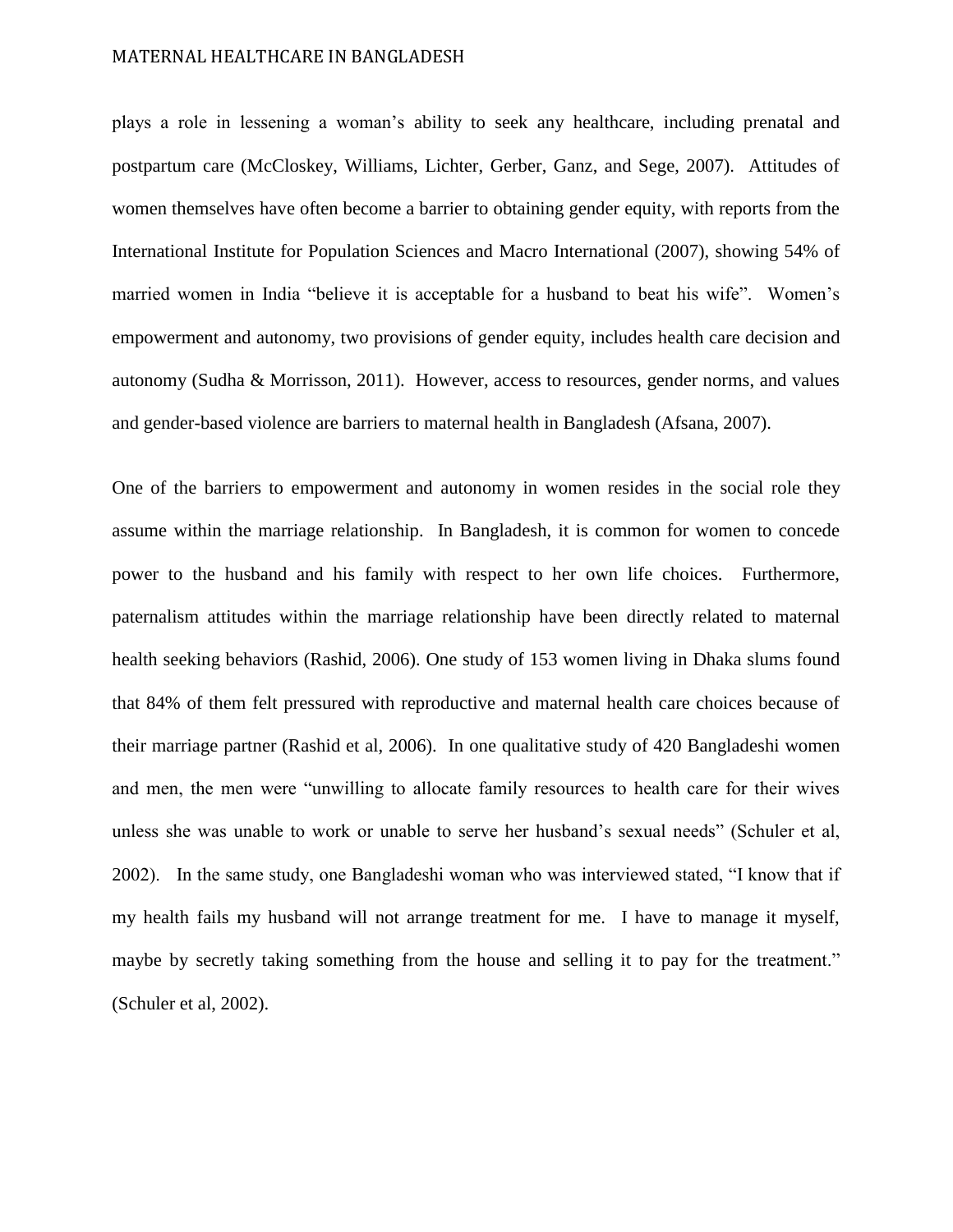plays a role in lessening a woman's ability to seek any healthcare, including prenatal and postpartum care (McCloskey, Williams, Lichter, Gerber, Ganz, and Sege, 2007). Attitudes of women themselves have often become a barrier to obtaining gender equity, with reports from the International Institute for Population Sciences and Macro International (2007), showing 54% of married women in India "believe it is acceptable for a husband to beat his wife". Women's empowerment and autonomy, two provisions of gender equity, includes health care decision and autonomy (Sudha & Morrisson, 2011). However, access to resources, gender norms, and values and gender-based violence are barriers to maternal health in Bangladesh (Afsana, 2007).

One of the barriers to empowerment and autonomy in women resides in the social role they assume within the marriage relationship. In Bangladesh, it is common for women to concede power to the husband and his family with respect to her own life choices. Furthermore, paternalism attitudes within the marriage relationship have been directly related to maternal health seeking behaviors (Rashid, 2006). One study of 153 women living in Dhaka slums found that 84% of them felt pressured with reproductive and maternal health care choices because of their marriage partner (Rashid et al, 2006). In one qualitative study of 420 Bangladeshi women and men, the men were "unwilling to allocate family resources to health care for their wives unless she was unable to work or unable to serve her husband's sexual needs" (Schuler et al, 2002). In the same study, one Bangladeshi woman who was interviewed stated, "I know that if my health fails my husband will not arrange treatment for me. I have to manage it myself, maybe by secretly taking something from the house and selling it to pay for the treatment." (Schuler et al, 2002).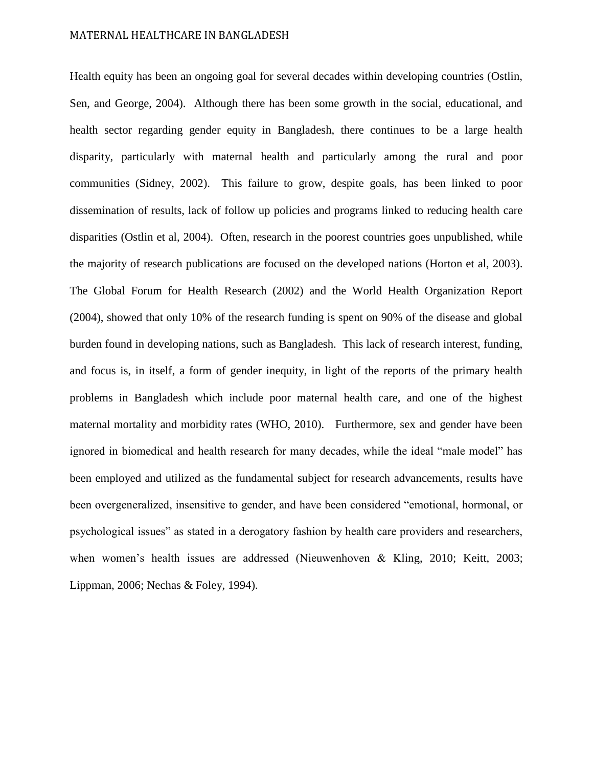Health equity has been an ongoing goal for several decades within developing countries (Ostlin, Sen, and George, 2004). Although there has been some growth in the social, educational, and health sector regarding gender equity in Bangladesh, there continues to be a large health disparity, particularly with maternal health and particularly among the rural and poor communities (Sidney, 2002). This failure to grow, despite goals, has been linked to poor dissemination of results, lack of follow up policies and programs linked to reducing health care disparities (Ostlin et al, 2004). Often, research in the poorest countries goes unpublished, while the majority of research publications are focused on the developed nations (Horton et al, 2003). The Global Forum for Health Research (2002) and the World Health Organization Report (2004), showed that only 10% of the research funding is spent on 90% of the disease and global burden found in developing nations, such as Bangladesh. This lack of research interest, funding, and focus is, in itself, a form of gender inequity, in light of the reports of the primary health problems in Bangladesh which include poor maternal health care, and one of the highest maternal mortality and morbidity rates (WHO, 2010). Furthermore, sex and gender have been ignored in biomedical and health research for many decades, while the ideal "male model" has been employed and utilized as the fundamental subject for research advancements, results have been overgeneralized, insensitive to gender, and have been considered "emotional, hormonal, or psychological issues" as stated in a derogatory fashion by health care providers and researchers, when women's health issues are addressed (Nieuwenhoven & Kling, 2010; Keitt, 2003; Lippman, 2006; Nechas & Foley, 1994).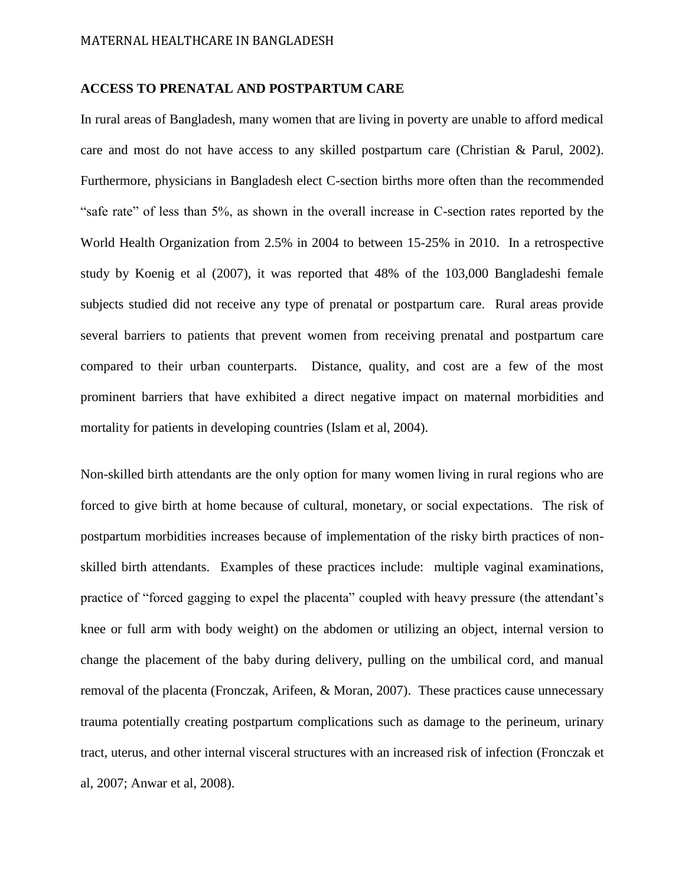## ACCESS TO PRENATAL AND POSTPARTUM CARE

In rural areas of Bangladesh, many women that are living in poverty are unable to afford medical care and most do not have access to any skilled postpartum care (Christian & Parul, 2002). Furthermore, physicians in Bangladesh elect C-section births more often than the recommended "safe rate" of less than 5%, as shown in the overall increase in C-section rates reported by the World Health Organization from 2.5% in 2004 to between 15-25% in 2010. In a retrospective study by Koenig et al (2007), it was reported that 48% of the 103,000 Bangladeshi female subjects studied did not receive any type of prenatal or postpartum care. Rural areas provide several barriers to patients that prevent women from receiving prenatal and postpartum care compared to their urban counterparts. Distance, quality, and cost are a few of the most prominent barriers that have exhibited a direct negative impact on maternal morbidities and mortality for patients in developing countries (Islam et al, 2004).

Non-skilled birth attendants are the only option for many women living in rural regions who are forced to give birth at home because of cultural, monetary, or social expectations. The risk of postpartum morbidities increases because of implementation of the risky birth practices of non-skilled birth attendants. Examples of these practices include: multiple vaginal examinations, practice of "forced gagging to expel the placenta" coupled with heavy pressure (the attendant's knee or full arm with body weight) on the abdomen or utilizing an object, internal version to change the placement of the baby during delivery, pulling on the umbilical cord, and manual removal of the placenta (Fronczak, Arifeen, & Moran, 2007). These practices cause unnecessary trauma potentially creating postpartum complications such as damage to the perineum, urinary tract, uterus, and other internal visceral structures with an increased risk of infection (Fronczak et al, 2007; Anwar et al, 2008).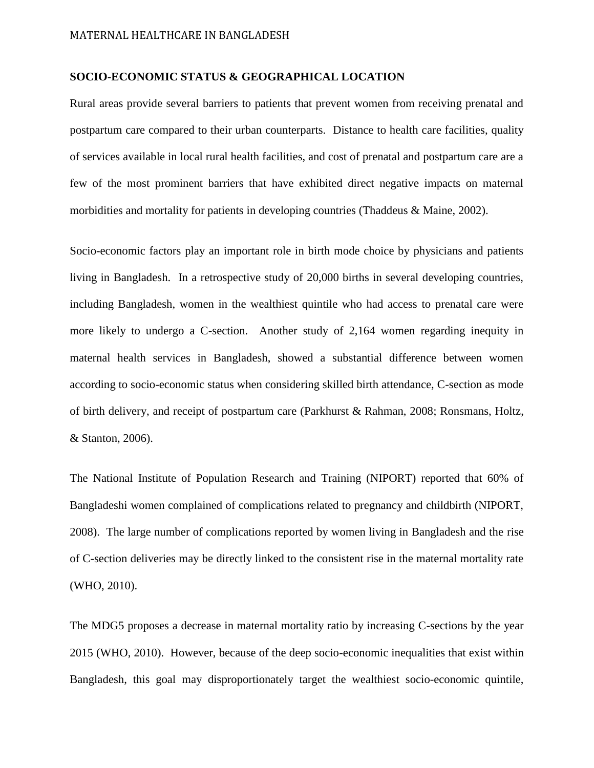## SOCIO-ECONOMIC STATUS & GEOGRAPHICAL LOCATION

Rural areas provide several barriers to patients that prevent women from receiving prenatal and postpartum care compared to their urban counterparts. Distance to health care facilities, quality of services available in local rural health facilities, and cost of prenatal and postpartum care are a few of the most prominent barriers that have exhibited direct negative impacts on maternal morbidities and mortality for patients in developing countries (Thaddeus & Maine, 2002).

Socio-economic factors play an important role in birth mode choice by physicians and patients living in Bangladesh. In a retrospective study of 20,000 births in several developing countries, including Bangladesh, women in the wealthiest quintile who had access to prenatal care were more likely to undergo a C-section. Another study of 2,164 women regarding inequity in maternal health services in Bangladesh, showed a substantial difference between women according to socio-economic status when considering skilled birth attendance, C-section as mode of birth delivery, and receipt of postpartum care (Parkhurst & Rahman, 2008; Ronsmans, Holtz, & Stanton, 2006).

The National Institute of Population Research and Training (NIPORT) reported that 60% of Bangladeshi women complained of complications related to pregnancy and childbirth (NIPORT, 2008). The large number of complications reported by women living in Bangladesh and the rise of C-section deliveries may be directly linked to the consistent rise in the maternal mortality rate (WHO, 2010).

The MDG5 proposes a decrease in maternal mortality ratio by increasing C-sections by the year 2015 (WHO, 2010). However, because of the deep socio-economic inequalities that exist within Bangladesh, this goal may disproportionately target the wealthiest socio-economic quintile,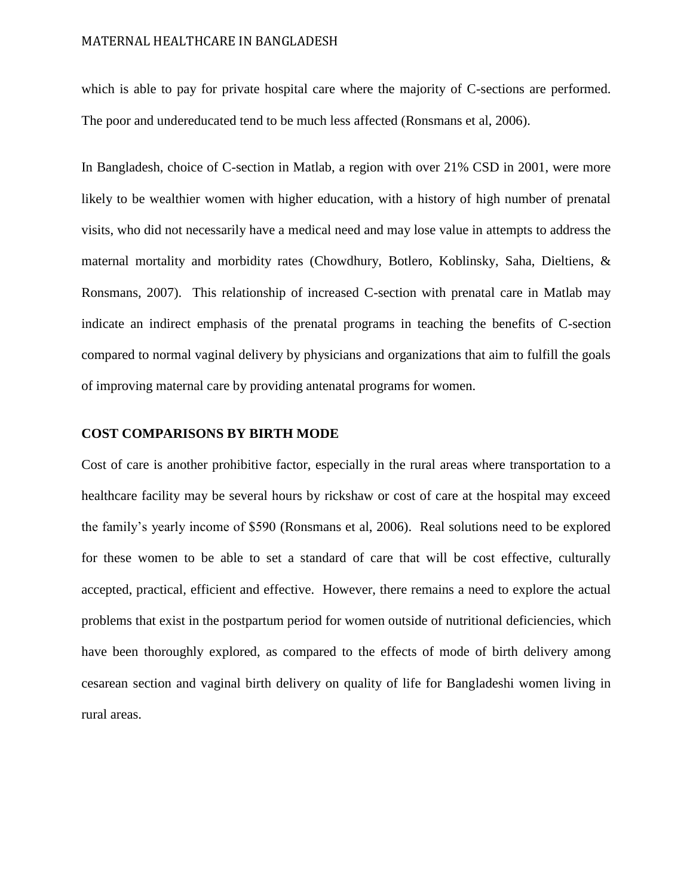which is able to pay for private hospital care where the majority of C-sections are performed. The poor and undereducated tend to be much less affected (Ronsmans et al, 2006).

In Bangladesh, choice of C-section in Matlab, a region with over 21% CSD in 2001, were more likely to be wealthier women with higher education, with a history of high number of prenatal visits, who did not necessarily have a medical need and may lose value in attempts to address the maternal mortality and morbidity rates (Chowdhury, Botlero, Koblinsky, Saha, Dieltiens, & Ronsmans, 2007). This relationship of increased C-section with prenatal care in Matlab may indicate an indirect emphasis of the prenatal programs in teaching the benefits of C-section compared to normal vaginal delivery by physicians and organizations that aim to fulfill the goals of improving maternal care by providing antenatal programs for women.

## COST COMPARISONS BY BIRTH MODE

Cost of care is another prohibitive factor, especially in the rural areas where transportation to a healthcare facility may be several hours by rickshaw or cost of care at the hospital may exceed the family's yearly income of $590 (Ronsmans et al, 2006). Real solutions need to be explored for these women to be able to set a standard of care that will be cost effective, culturally accepted, practical, efficient and effective. However, there remains a need to explore the actual problems that exist in the postpartum period for women outside of nutritional deficiencies, which have been thoroughly explored, as compared to the effects of mode of birth delivery among cesarean section and vaginal birth delivery on quality of life for Bangladeshi women living in rural areas.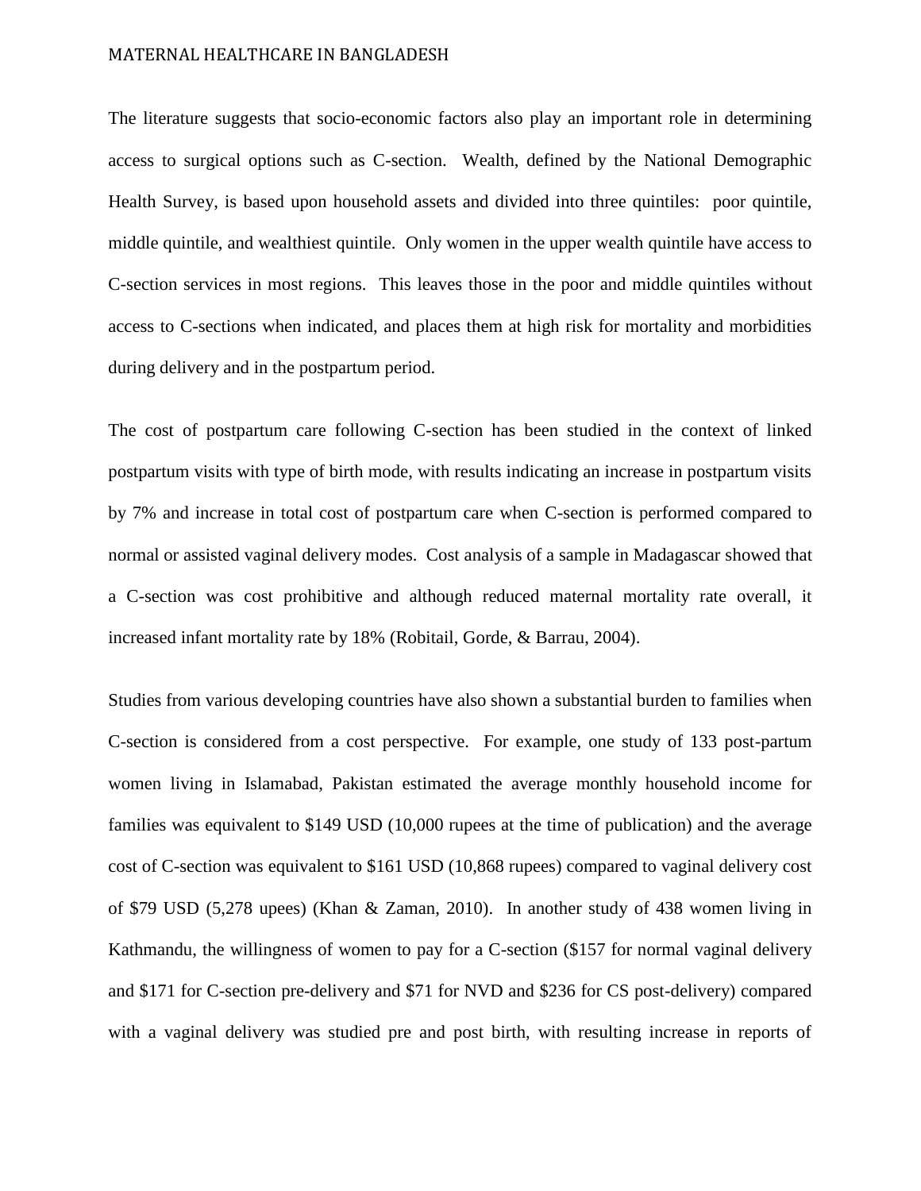The literature suggests that socio-economic factors also play an important role in determining access to surgical options such as C-section. Wealth, defined by the National Demographic Health Survey, is based upon household assets and divided into three quintiles: poor quintile, middle quintile, and wealthiest quintile. Only women in the upper wealth quintile have access to C-section services in most regions. This leaves those in the poor and middle quintiles without access to C-sections when indicated, and places them at high risk for mortality and morbidities during delivery and in the postpartum period.

The cost of postpartum care following C-section has been studied in the context of linked postpartum visits with type of birth mode, with results indicating an increase in postpartum visits by 7% and increase in total cost of postpartum care when C-section is performed compared to normal or assisted vaginal delivery modes. Cost analysis of a sample in Madagascar showed that a C-section was cost prohibitive and although reduced maternal mortality rate overall, it increased infant mortality rate by 18% (Robitail, Gorde, & Barrau, 2004).

Studies from various developing countries have also shown a substantial burden to families when C-section is considered from a cost perspective. For example, one study of 133 post-partum women living in Islamabad, Pakistan estimated the average monthly household income for families was equivalent to $149 USD (10,000 rupees at the time of publication) and the average cost of C-section was equivalent to $161 USD (10,868 rupees) compared to vaginal delivery cost of $79 USD (5,278 upees) (Khan & Zaman, 2010). In another study of 438 women living in Kathmandu, the willingness of women to pay for a C-section ($157 for normal vaginal delivery and $171 for C-section pre-delivery and $71 for NVD and $236 for CS post-delivery) compared with a vaginal delivery was studied pre and post birth, with resulting increase in reports of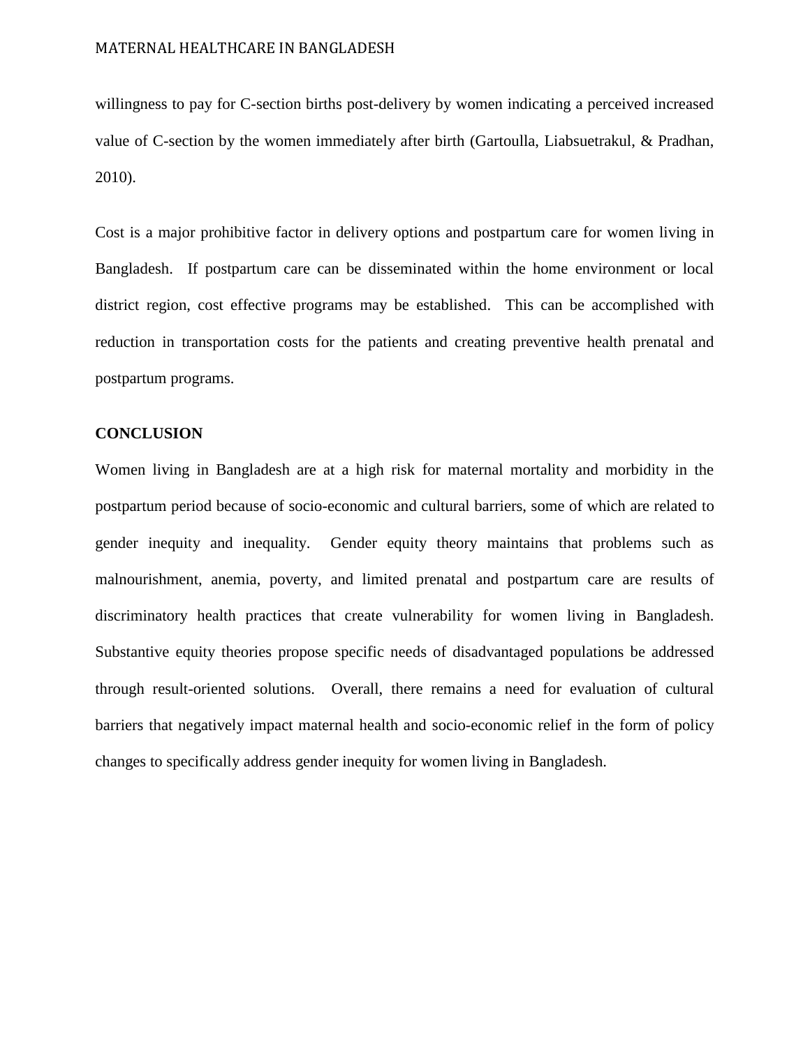willingness to pay for C-section births post-delivery by women indicating a perceived increased value of C-section by the women immediately after birth (Gartoulla, Liabsuetrakul, & Pradhan, 2010).

Cost is a major prohibitive factor in delivery options and postpartum care for women living in Bangladesh. If postpartum care can be disseminated within the home environment or local district region, cost effective programs may be established. This can be accomplished with reduction in transportation costs for the patients and creating preventive health prenatal and postpartum programs.

## CONCLUSION

Women living in Bangladesh are at a high risk for maternal mortality and morbidity in the postpartum period because of socio-economic and cultural barriers, some of which are related to gender inequity and inequality. Gender equity theory maintains that problems such as malnourishment, anemia, poverty, and limited prenatal and postpartum care are results of discriminatory health practices that create vulnerability for women living in Bangladesh. Substantive equity theories propose specific needs of disadvantaged populations be addressed through result-oriented solutions. Overall, there remains a need for evaluation of cultural barriers that negatively impact maternal health and socio-economic relief in the form of policy changes to specifically address gender inequity for women living in Bangladesh.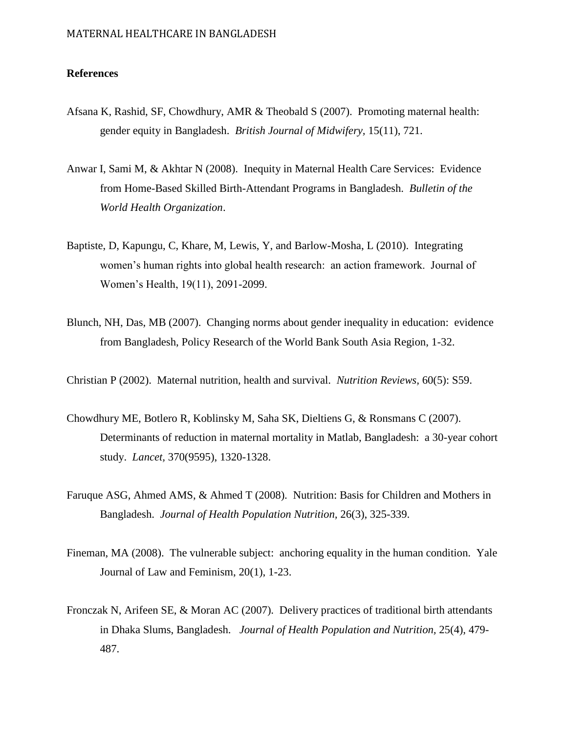**References**

Afsana K, Rashid, SF, Chowdhury, AMR & Theobald S (2007). Promoting maternal health: gender equity in Bangladesh. *British Journal of Midwifery*, 15(11), 721.

Anwar I, Sami M, & Akhtar N (2008). Inequity in Maternal Health Care Services: Evidence from Home-Based Skilled Birth-Attendant Programs in Bangladesh. *Bulletin of the World Health Organization*.

Baptiste, D, Kapungu, C, Khare, M, Lewis, Y, and Barlow-Mosha, L (2010). Integrating women's human rights into global health research: an action framework. Journal of Women's Health, 19(11), 2091-2099.

Blunch, NH, Das, MB (2007). Changing norms about gender inequality in education: evidence from Bangladesh, Policy Research of the World Bank South Asia Region, 1-32.

Christian P (2002). Maternal nutrition, health and survival. *Nutrition Reviews*, 60(5): S59.

Chowdhury ME, Botlero R, Koblinsky M, Saha SK, Dieltiens G, & Ronsmans C (2007). Determinants of reduction in maternal mortality in Matlab, Bangladesh: a 30-year cohort study. *Lancet*, 370(9595), 1320-1328.

Faruque ASG, Ahmed AMS, & Ahmed T (2008). Nutrition: Basis for Children and Mothers in Bangladesh. *Journal of Health Population Nutrition*, 26(3), 325-339.

Fineman, MA (2008). The vulnerable subject: anchoring equality in the human condition. Yale Journal of Law and Feminism, 20(1), 1-23.

Fronczak N, Arifeen SE, & Moran AC (2007). Delivery practices of traditional birth attendants in Dhaka Slums, Bangladesh. *Journal of Health Population and Nutrition*, 25(4), 479-487.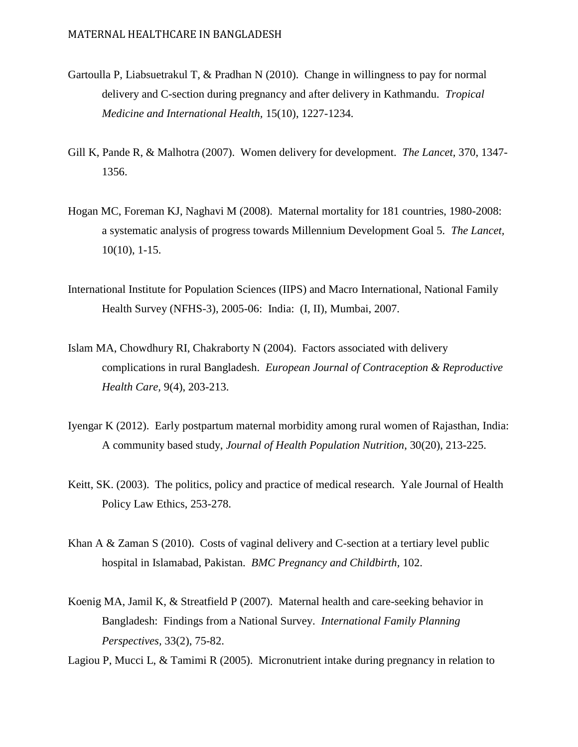Gartoulla P, Liabsuetrakul T, & Pradhan N (2010). Change in willingness to pay for normal delivery and C-section during pregnancy and after delivery in Kathmandu. *Tropical Medicine and International Health,* 15(10), 1227-1234.

Gill K, Pande R, & Malhotra (2007). Women delivery for development. *The Lancet,* 370, 1347-1356.

Hogan MC, Foreman KJ, Naghavi M (2008). Maternal mortality for 181 countries, 1980-2008: a systematic analysis of progress towards Millennium Development Goal 5. *The Lancet*, 10(10), 1-15.

International Institute for Population Sciences (IIPS) and Macro International, National Family Health Survey (NFHS-3), 2005-06: India: (I, II), Mumbai, 2007.

Islam MA, Chowdhury RI, Chakraborty N (2004). Factors associated with delivery complications in rural Bangladesh. *European Journal of Contraception & Reproductive Health Care,* 9(4), 203-213.

Iyengar K (2012). Early postpartum maternal morbidity among rural women of Rajasthan, India: A community based study, *Journal of Health Population Nutrition*, 30(20), 213-225.

Keitt, SK. (2003). The politics, policy and practice of medical research. Yale Journal of Health Policy Law Ethics, 253-278.

Khan A & Zaman S (2010). Costs of vaginal delivery and C-section at a tertiary level public hospital in Islamabad, Pakistan. *BMC Pregnancy and Childbirth,* 102.

Koenig MA, Jamil K, & Streatfield P (2007). Maternal health and care-seeking behavior in Bangladesh: Findings from a National Survey. *International Family Planning Perspectives,* 33(2), 75-82.

Lagiou P, Mucci L, & Tamimi R (2005). Micronutrient intake during pregnancy in relation to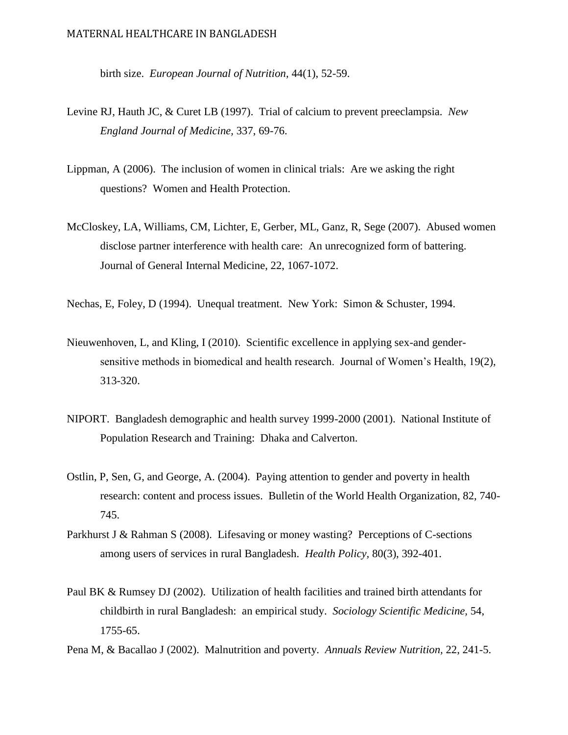birth size. *European Journal of Nutrition,* 44(1), 52-59.

Levine RJ, Hauth JC, & Curet LB (1997). Trial of calcium to prevent preeclampsia. *New England Journal of Medicine,* 337, 69-76.

Lippman, A (2006). The inclusion of women in clinical trials: Are we asking the right questions? Women and Health Protection.

McCloskey, LA, Williams, CM, Lichter, E, Gerber, ML, Ganz, R, Sege (2007). Abused women disclose partner interference with health care: An unrecognized form of battering. Journal of General Internal Medicine, 22, 1067-1072.

Nechas, E, Foley, D (1994). Unequal treatment. New York: Simon & Schuster, 1994.

Nieuwenhoven, L, and Kling, I (2010). Scientific excellence in applying sex-and gender-sensitive methods in biomedical and health research. Journal of Women's Health, 19(2), 313-320.

NIPORT. Bangladesh demographic and health survey 1999-2000 (2001). National Institute of Population Research and Training: Dhaka and Calverton.

Ostlin, P, Sen, G, and George, A. (2004). Paying attention to gender and poverty in health research: content and process issues. Bulletin of the World Health Organization, 82, 740-745.

Parkhurst J & Rahman S (2008). Lifesaving or money wasting? Perceptions of C-sections among users of services in rural Bangladesh. *Health Policy,* 80(3), 392-401.

Paul BK & Rumsey DJ (2002). Utilization of health facilities and trained birth attendants for childbirth in rural Bangladesh: an empirical study. *Sociology Scientific Medicine,* 54, 1755-65.

Pena M, & Bacallao J (2002). Malnutrition and poverty. *Annuals Review Nutrition,* 22, 241-5.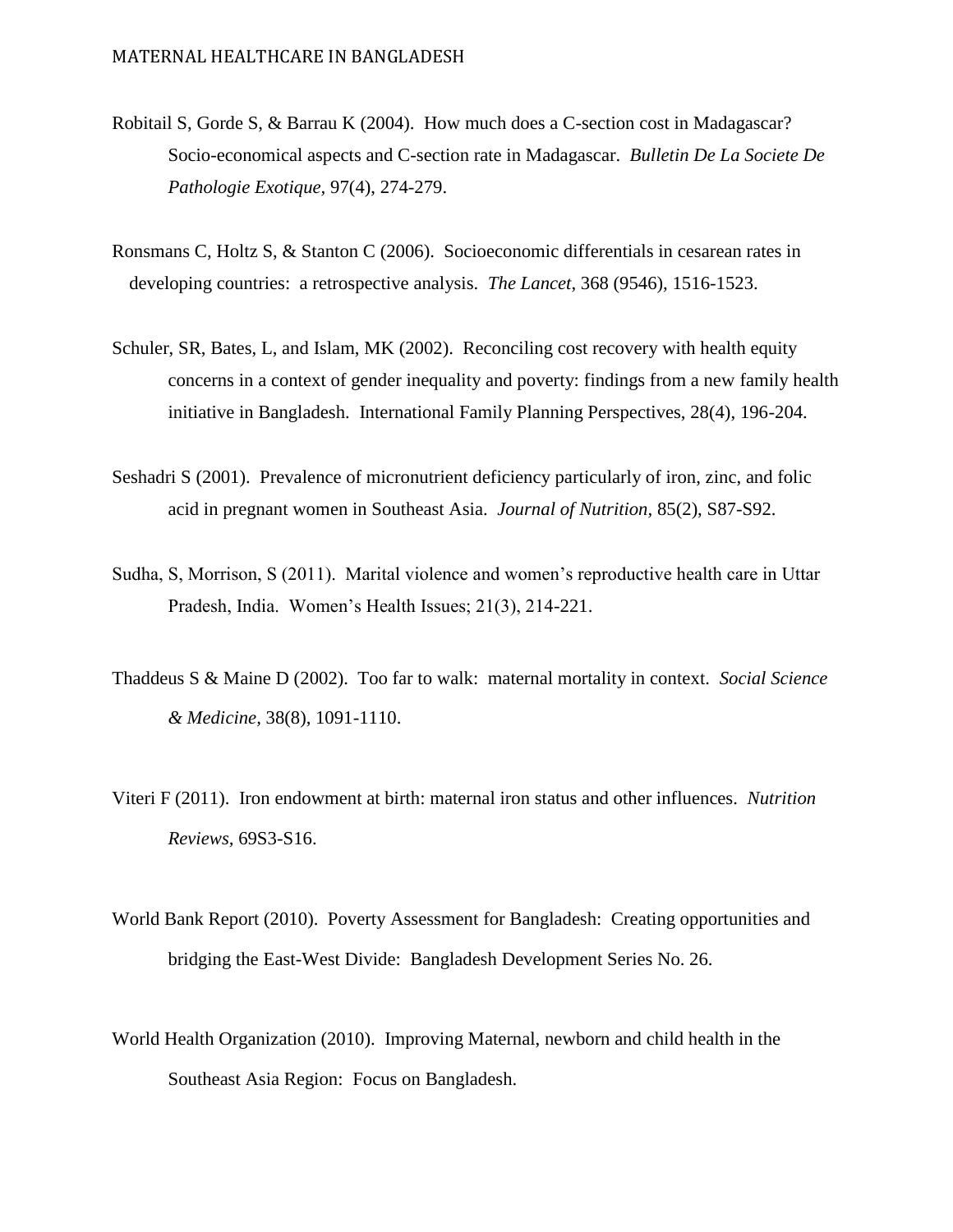Robitail S, Gorde S, & Barrau K (2004). How much does a C-section cost in Madagascar? Socio-economical aspects and C-section rate in Madagascar. *Bulletin De La Societe De Pathologie Exotique*, 97(4), 274-279.

Ronsmans C, Holtz S, & Stanton C (2006). Socioeconomic differentials in cesarean rates in developing countries: a retrospective analysis. *The Lancet*, 368 (9546), 1516-1523.

Schuler, SR, Bates, L, and Islam, MK (2002). Reconciling cost recovery with health equity concerns in a context of gender inequality and poverty: findings from a new family health initiative in Bangladesh. International Family Planning Perspectives, 28(4), 196-204.

Seshadri S (2001). Prevalence of micronutrient deficiency particularly of iron, zinc, and folic acid in pregnant women in Southeast Asia. *Journal of Nutrition*, 85(2), S87-S92.

Sudha, S, Morrison, S (2011). Marital violence and women's reproductive health care in Uttar Pradesh, India. Women's Health Issues; 21(3), 214-221.

Thaddeus S & Maine D (2002). Too far to walk: maternal mortality in context. *Social Science & Medicine*, 38(8), 1091-1110.

Viteri F (2011). Iron endowment at birth: maternal iron status and other influences. *Nutrition Reviews*, 69S3-S16.

World Bank Report (2010). Poverty Assessment for Bangladesh: Creating opportunities and bridging the East-West Divide: Bangladesh Development Series No. 26.

World Health Organization (2010). Improving Maternal, newborn and child health in the Southeast Asia Region: Focus on Bangladesh.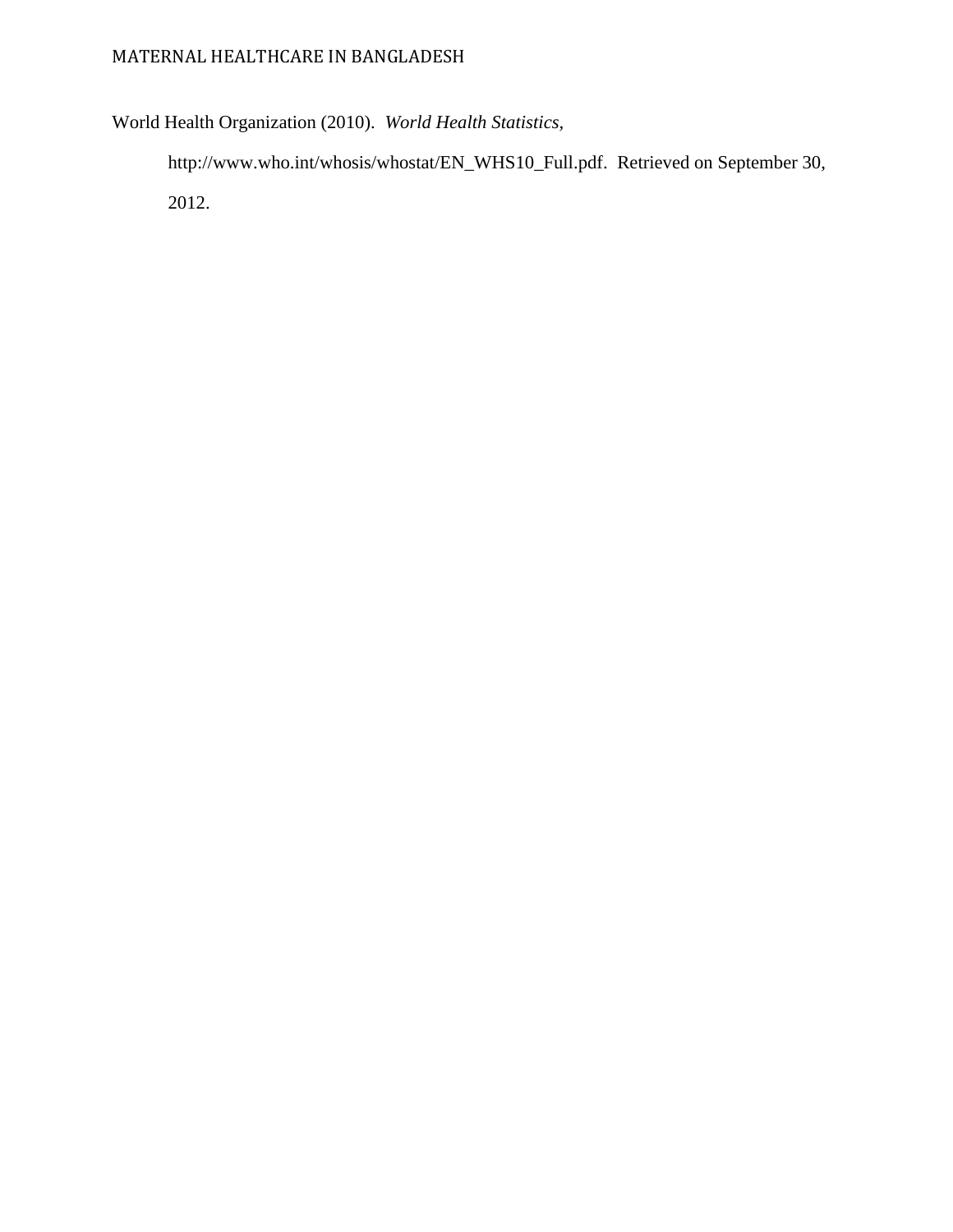World Health Organization (2010). *World Health Statistics*, http://www.who.int/whosis/whostat/EN_WHS10_Full.pdf. Retrieved on September 30, 2012.